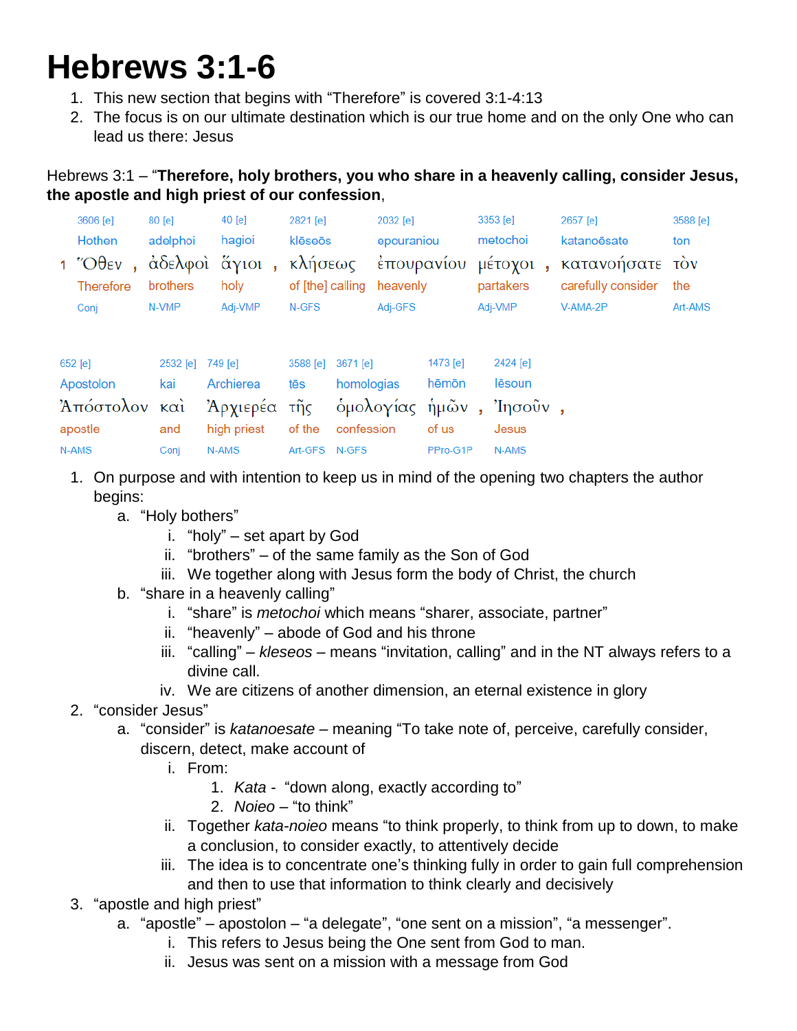# Hebrews 3:1-6

1. This new section that begins with “Therefore” is covered 3:1-4:13
2. The focus is on our ultimate destination which is our true home and on the only One who can lead us there: Jesus

Hebrews 3:1 – “**Therefore, holy brothers, you who share in a heavenly calling, consider Jesus, the apostle and high priest of our confession**,

| 3606 [e] | 80 [e] | 40 [e] | 2821 [e] | 2032 [e] | 3353 [e] | 2657 [e] | 3588 [e] |
|---|---|---|---|---|---|---|---|
| Hothen | adelphoi | hagioi | klēseōs | epouraniou | metochoi | katanoēsate | ton |
| 1 Ὅθεν , | ἀδελφοὶ | ἅγιοι , | κλήσεως | ἐπουρανίου | μέτοχοι , | κατανοήσατε | τὸν |
| Therefore | brothers | holy | of [the] calling | heavenly | partakers | carefully consider | the |
| Conj | N-VMP | Adj-VMP | N-GFS | Adj-GFS | Adj-VMP | V-AMA-2P | Art-AMS |

| 652 [e] | 2532 [e] | 749 [e] | 3588 [e] | 3671 [e] | 1473 [e] | 2424 [e] |
|---|---|---|---|---|---|---|
| Apostolon | kai | Archierea | tēs | homologias | hēmōn | Iēsoun |
| Ἀπόστολον | καὶ | Ἀρχιερέα | τῆς | ὁμολογίας | ἡμῶν , | Ἰησοῦν , |
| apostle | and | high priest | of the | confession | of us | Jesus |
| N-AMS | Conj | N-AMS | Art-GFS | N-GFS | PPro-G1P | N-AMS |

1. On purpose and with intention to keep us in mind of the opening two chapters the author begins:
   a. “Holy bothers”
      i. “holy” – set apart by God
      ii. “brothers” – of the same family as the Son of God
      iii. We together along with Jesus form the body of Christ, the church
   b. “share in a heavenly calling”
      i. “share” is *metochoi* which means “sharer, associate, partner”
      ii. “heavenly” – abode of God and his throne
      iii. “calling” – *kleseos* – means “invitation, calling” and in the NT always refers to a divine call.
      iv. We are citizens of another dimension, an eternal existence in glory
2. “consider Jesus”
   a. “consider” is *katanoesate* – meaning “To take note of, perceive, carefully consider, discern, detect, make account of
      i. From:
         1. *Kata* - “down along, exactly according to”
         2. *Noieo* – “to think”
      ii. Together *kata-noieo* means “to think properly, to think from up to down, to make a conclusion, to consider exactly, to attentively decide
      iii. The idea is to concentrate one’s thinking fully in order to gain full comprehension and then to use that information to think clearly and decisively
3. “apostle and high priest”
   a. “apostle” – apostolon – “a delegate”, “one sent on a mission”, “a messenger”.
      i. This refers to Jesus being the One sent from God to man.
      ii. Jesus was sent on a mission with a message from God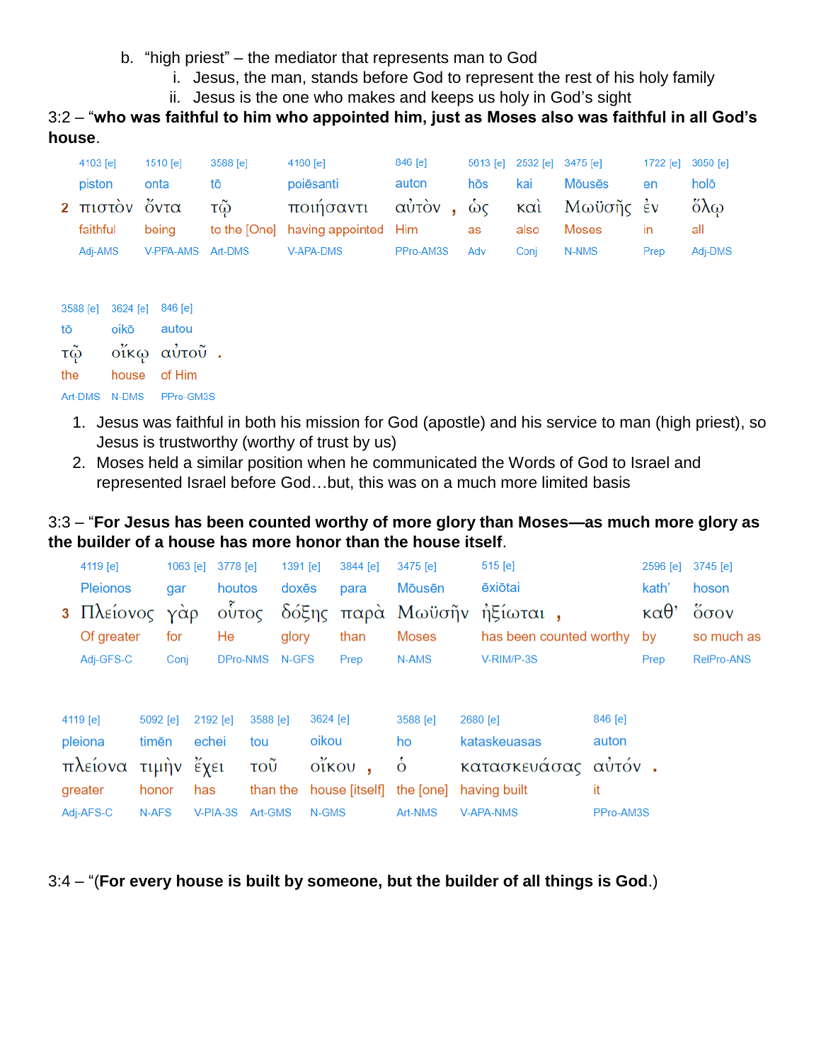b. "high priest" – the mediator that represents man to God
    i. Jesus, the man, stands before God to represent the rest of his holy family
    ii. Jesus is the one who makes and keeps us holy in God's sight

3:2 – "**who was faithful to him who appointed him, just as Moses also was faithful in all God's house**.

| 4103 [e] | 1510 [e] | 3588 [e] | 4160 [e] | 846 [e] | | 5613 [e] | 2532 [e] | 3475 [e] | 1722 [e] | 3650 [e] |
|---|---|---|---|---|---|---|---|---|---|---|
| piston | onta | tō | poiēsanti | auton | | hōs | kai | Mōusēs | en | holō |
| 2 πιστὸν | ὄντα | τῷ | ποιήσαντι | αὐτὸν | , | ὡς | καὶ | Μωϋσῆς | ἐν | ὅλῳ |
| faithful | being | to the [One] | having appointed | Him | | as | also | Moses | in | all |
| Adj-AMS | V-PPA-AMS | Art-DMS | V-APA-DMS | PPro-AM3S | | Adv | Conj | N-NMS | Prep | Adj-DMS |

| 3588 [e] | 3624 [e] | 846 [e] | |
|---|---|---|---|
| tō | oikō | autou | |
| τῷ | οἴκῳ | αὐτοῦ | . |
| the | house | of Him | |
| Art-DMS | N-DMS | PPro-GM3S | |

1. Jesus was faithful in both his mission for God (apostle) and his service to man (high priest), so Jesus is trustworthy (worthy of trust by us)
2. Moses held a similar position when he communicated the Words of God to Israel and represented Israel before God…but, this was on a much more limited basis

3:3 – "**For Jesus has been counted worthy of more glory than Moses—as much more glory as the builder of a house has more honor than the house itself**.

| 4119 [e] | 1063 [e] | 3778 [e] | 1391 [e] | 3844 [e] | 3475 [e] | 515 [e] | | 2596 [e] | 3745 [e] |
|---|---|---|---|---|---|---|---|---|---|
| Pleionos | gar | houtos | doxēs | para | Mōusēn | ēxiōtai | | kath' | hoson |
| 3 Πλείονος | γὰρ | οὗτος | δόξης | παρὰ | Μωϋσῆν | ἠξίωται | , | καθ' | ὅσον |
| Of greater | for | He | glory | than | Moses | has been counted worthy | | by | so much as |
| Adj-GFS-C | Conj | DPro-NMS | N-GFS | Prep | N-AMS | V-RIM/P-3S | | Prep | RelPro-ANS |

| 4119 [e] | 5092 [e] | 2192 [e] | 3588 [e] | 3624 [e] | | 3588 [e] | 2680 [e] | 846 [e] | |
|---|---|---|---|---|---|---|---|---|---|
| pleiona | timēn | echei | tou | oikou | | ho | kataskeuasas | auton | |
| πλείονα | τιμὴν | ἔχει | τοῦ | οἴκου | , | ὁ | κατασκευάσας | αὐτόν | . |
| greater | honor | has | than the | house [itself] | | the [one] | having built | it | |
| Adj-AFS-C | N-AFS | V-PIA-3S | Art-GMS | N-GMS | | Art-NMS | V-APA-NMS | PPro-AM3S | |

3:4 – "(**For every house is built by someone, but the builder of all things is God**.)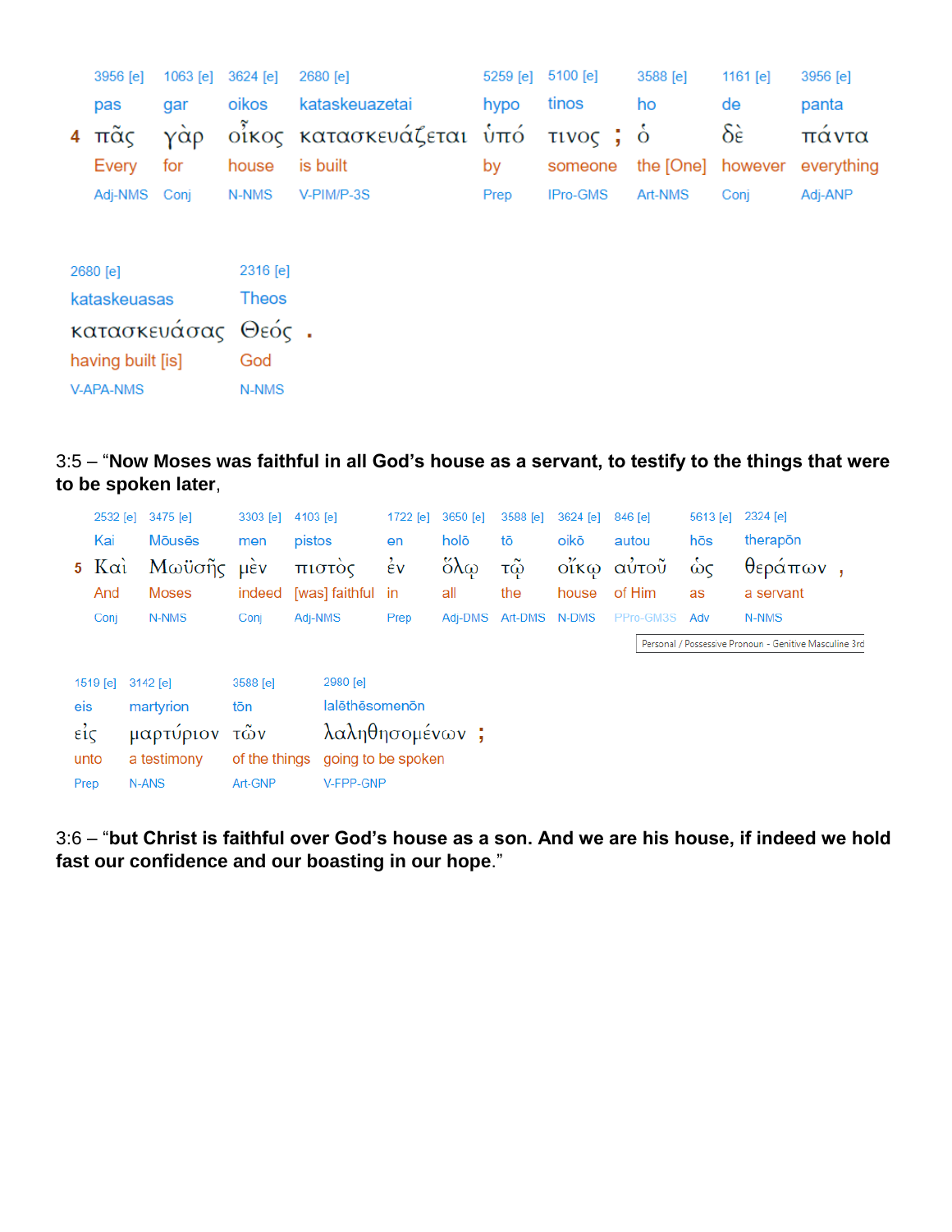| | 3956 [e] | 1063 [e] | 3624 [e] | 2680 [e] | 5259 [e] | 5100 [e] | | 3588 [e] | 1161 [e] | 3956 [e] |
|---|---|---|---|---|---|---|---|---|---|---|
| | pas | gar | oikos | kataskeuazetai | hypo | tinos | | ho | de | panta |
| **4** | πᾶς | γὰρ | οἶκος | κατασκευάζεται | ὑπό | τινος | ; | ὁ | δὲ | πάντα |
| | Every | for | house | is built | by | someone | | the [One] | however | everything |
| | Adj-NMS | Conj | N-NMS | V-PIM/P-3S | Prep | IPro-GMS | | Art-NMS | Conj | Adj-ANP |

| 2680 [e] | 2316 [e] | |
|---|---|---|
| kataskeuasas | Theos | |
| κατασκευάσας | Θεός | . |
| having built [is] | God | |
| V-APA-NMS | N-NMS | |

3:5 – "**Now Moses was faithful in all God's house as a servant, to testify to the things that were to be spoken later**,

| | 2532 [e] | 3475 [e] | 3303 [e] | 4103 [e] | 1722 [e] | 3650 [e] | 3588 [e] | 3624 [e] | 846 [e] | 5613 [e] | 2324 [e] | |
|---|---|---|---|---|---|---|---|---|---|---|---|---|
| | Kai | Mōusēs | men | pistos | en | holō | tō | oikō | autou | hōs | therapōn | |
| **5** | Καὶ | Μωϋσῆς | μὲν | πιστὸς | ἐν | ὅλῳ | τῷ | οἴκῳ | αὐτοῦ | ὡς | θεράπων | , |
| | And | Moses | indeed | [was] faithful | in | all | the | house | of Him | as | a servant | |
| | Conj | N-NMS | Conj | Adj-NMS | Prep | Adj-DMS | Art-DMS | N-DMS | PPro-GM3S | Adv | N-NMS | |

Personal / Possessive Pronoun - Genitive Masculine 3rd

| 1519 [e] | 3142 [e] | 3588 [e] | 2980 [e] | |
|---|---|---|---|---|
| eis | martyrion | tōn | lalēthēsomenōn | |
| εἰς | μαρτύριον | τῶν | λαληθησομένων | ; |
| unto | a testimony | of the things | going to be spoken | |
| Prep | N-ANS | Art-GNP | V-FPP-GNP | |

3:6 – "**but Christ is faithful over God's house as a son. And we are his house, if indeed we hold fast our confidence and our boasting in our hope**."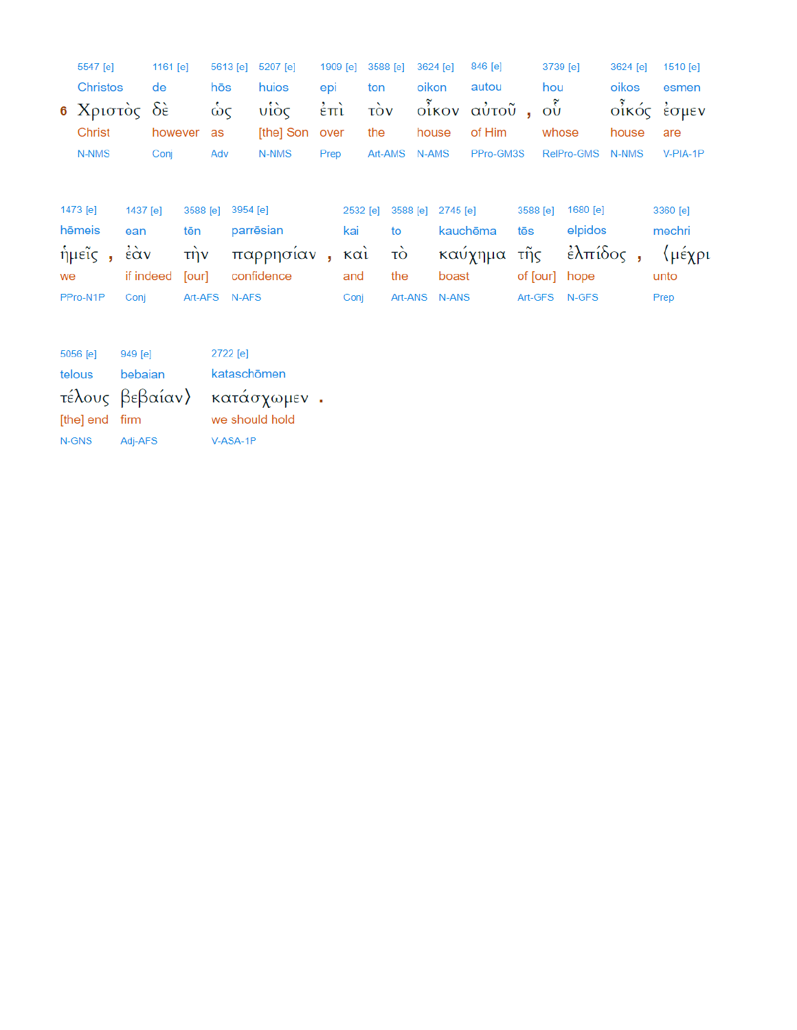| | | | | | | | | | | | |
|---|---|---|---|---|---|---|---|---|---|---|---|
| | 5547 [e] | 1161 [e] | 5613 [e] | 5207 [e] | 1909 [e] | 3588 [e] | 3624 [e] | 846 [e] | 3739 [e] | 3624 [e] | 1510 [e] |
| | Christos | de | hōs | huios | epi | ton | oikon | autou | hou | oikos | esmen |
| 6 | Χριστὸς | δὲ | ὡς | υἱὸς | ἐπὶ | τὸν | οἶκον | αὐτοῦ , | οὗ | οἶκός | ἐσμεν |
| | Christ | however | as | [the] Son | over | the | house | of Him | whose | house | are |
| | N-NMS | Conj | Adv | N-NMS | Prep | Art-AMS | N-AMS | PPro-GM3S | RelPro-GMS | N-NMS | V-PIA-1P |

| | | | | | | | | | |
|---|---|---|---|---|---|---|---|---|---|
| 1473 [e] | 1437 [e] | 3588 [e] | 3954 [e] | 2532 [e] | 3588 [e] | 2745 [e] | 3588 [e] | 1680 [e] | 3360 [e] |
| hēmeis | ean | tēn | parrēsian | kai | to | kauchēma | tēs | elpidos | mechri |
| ἡμεῖς , | ἐὰν | τὴν | παρρησίαν , | καὶ | τὸ | καύχημα | τῆς | ἐλπίδος , | ⧼μέχρι |
| we | if indeed | [our] | confidence | and | the | boast | of [our] | hope | unto |
| PPro-N1P | Conj | Art-AFS | N-AFS | Conj | Art-ANS | N-ANS | Art-GFS | N-GFS | Prep |

| | | |
|---|---|---|
| 5056 [e] | 949 [e] | 2722 [e] |
| telous | bebaian | kataschōmen |
| τέλους | βεβαίαν⧽ | κατάσχωμεν . |
| [the] end | firm | we should hold |
| N-GNS | Adj-AFS | V-ASA-1P |